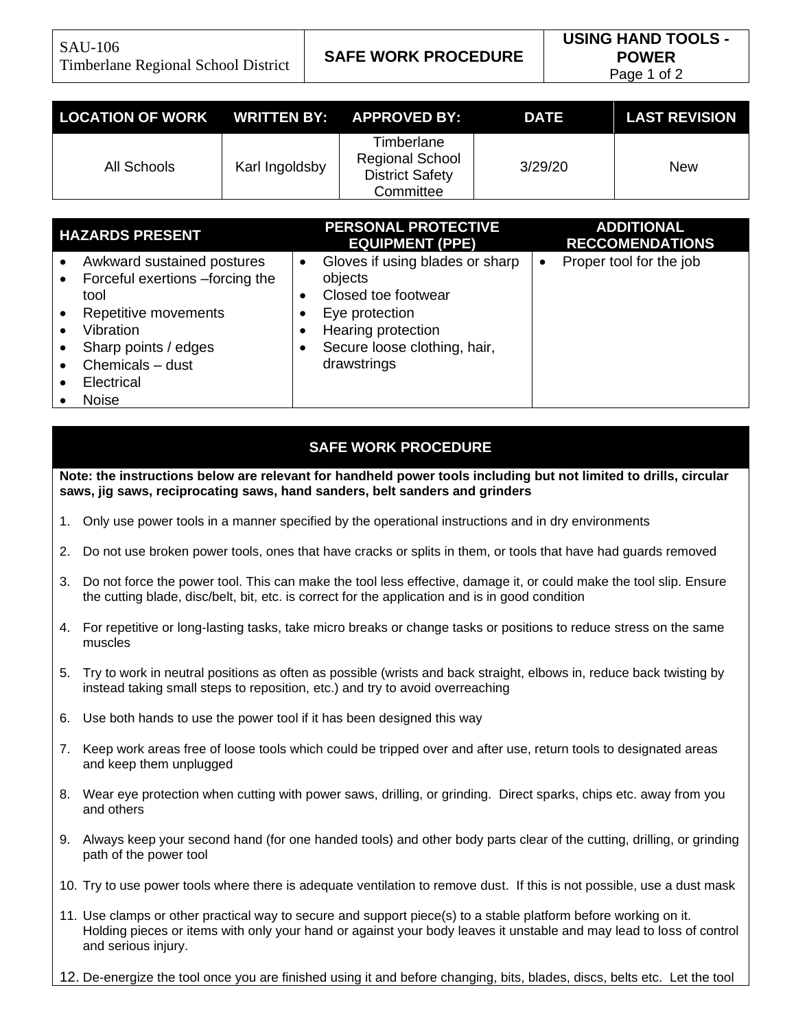| SAU-106 Timberlane Regional School District | SAFE WORK PROCEDURE | USING HAND TOOLS - POWER |
|---|---|---|

| LOCATION OF WORK | WRITTEN BY: | APPROVED BY: | DATE | LAST REVISION |
|---|---|---|---|---|
| All Schools | Karl Ingoldsby | Timberlane Regional School District Safety Committee | 3/29/20 | New |

| HAZARDS PRESENT | PERSONAL PROTECTIVE EQUIPMENT (PPE) | ADDITIONAL RECCOMENDATIONS |
|---|---|---|
| • Awkward sustained postures<br>• Forceful exertions –forcing the tool<br>• Repetitive movements<br>• Vibration<br>• Sharp points / edges<br>• Chemicals – dust<br>• Electrical<br>• Noise | • Gloves if using blades or sharp objects<br>• Closed toe footwear<br>• Eye protection<br>• Hearing protection<br>• Secure loose clothing, hair, drawstrings | • Proper tool for the job |

## SAFE WORK PROCEDURE

**Note: the instructions below are relevant for handheld power tools including but not limited to drills, circular saws, jig saws, reciprocating saws, hand sanders, belt sanders and grinders**

1. Only use power tools in a manner specified by the operational instructions and in dry environments
2. Do not use broken power tools, ones that have cracks or splits in them, or tools that have had guards removed
3. Do not force the power tool. This can make the tool less effective, damage it, or could make the tool slip. Ensure the cutting blade, disc/belt, bit, etc. is correct for the application and is in good condition
4. For repetitive or long-lasting tasks, take micro breaks or change tasks or positions to reduce stress on the same muscles
5. Try to work in neutral positions as often as possible (wrists and back straight, elbows in, reduce back twisting by instead taking small steps to reposition, etc.) and try to avoid overreaching
6. Use both hands to use the power tool if it has been designed this way
7. Keep work areas free of loose tools which could be tripped over and after use, return tools to designated areas and keep them unplugged
8. Wear eye protection when cutting with power saws, drilling, or grinding. Direct sparks, chips etc. away from you and others
9. Always keep your second hand (for one handed tools) and other body parts clear of the cutting, drilling, or grinding path of the power tool
10. Try to use power tools where there is adequate ventilation to remove dust. If this is not possible, use a dust mask
11. Use clamps or other practical way to secure and support piece(s) to a stable platform before working on it. Holding pieces or items with only your hand or against your body leaves it unstable and may lead to loss of control and serious injury.
12. De-energize the tool once you are finished using it and before changing, bits, blades, discs, belts etc. Let the tool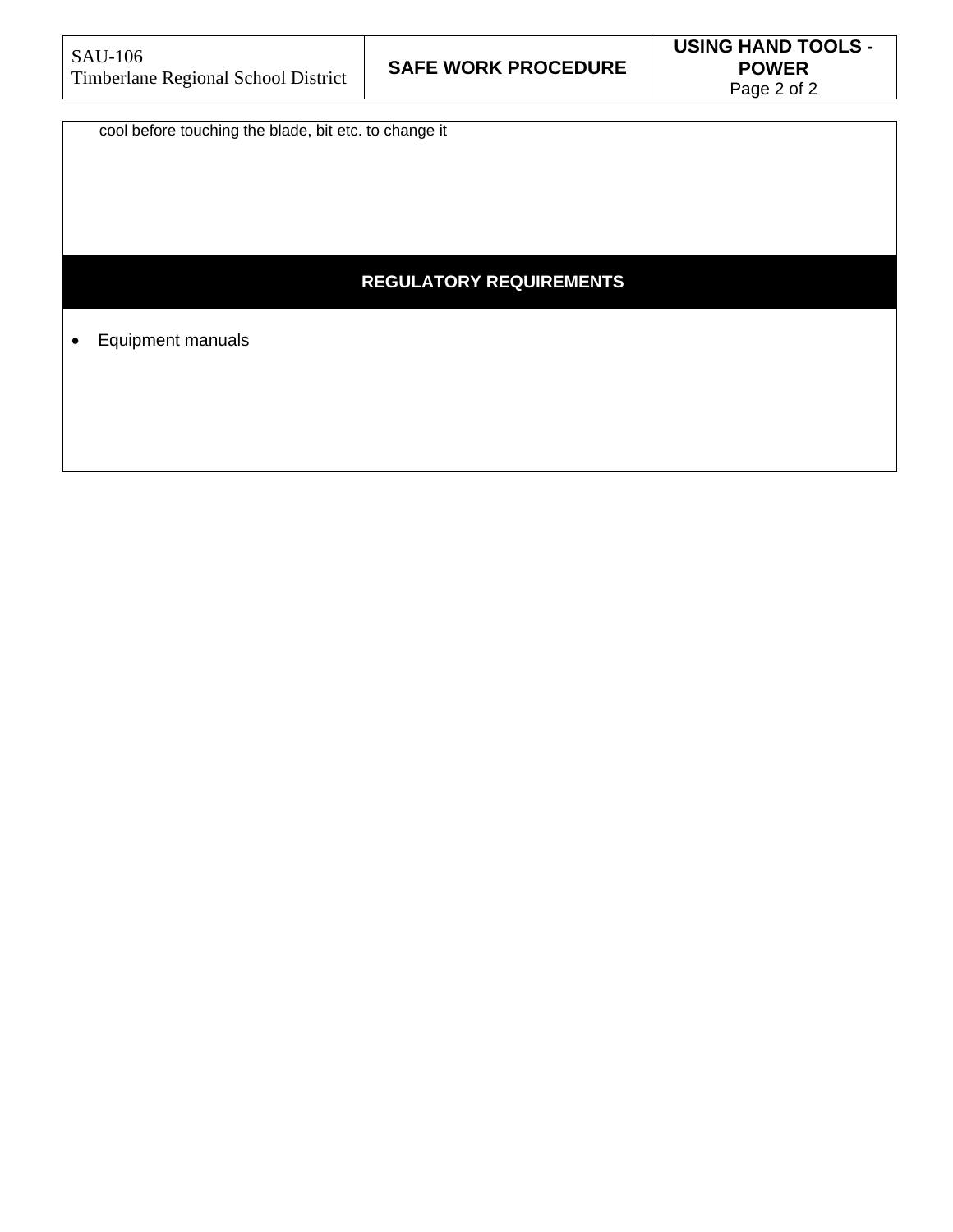cool before touching the blade, bit etc. to change it

## REGULATORY REQUIREMENTS

- Equipment manuals